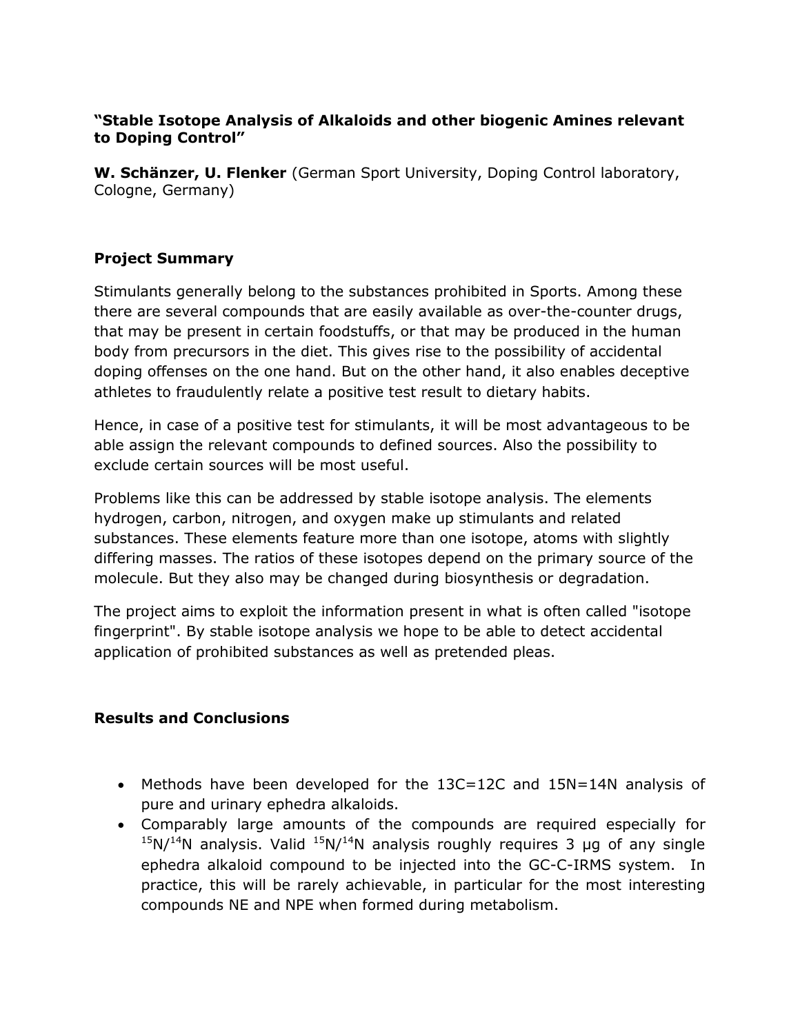**"Stable Isotope Analysis of Alkaloids and other biogenic Amines relevant to Doping Control"**

**W. Schänzer, U. Flenker** (German Sport University, Doping Control laboratory, Cologne, Germany)

## Project Summary

Stimulants generally belong to the substances prohibited in Sports. Among these there are several compounds that are easily available as over-the-counter drugs, that may be present in certain foodstuffs, or that may be produced in the human body from precursors in the diet. This gives rise to the possibility of accidental doping offenses on the one hand. But on the other hand, it also enables deceptive athletes to fraudulently relate a positive test result to dietary habits.

Hence, in case of a positive test for stimulants, it will be most advantageous to be able assign the relevant compounds to defined sources. Also the possibility to exclude certain sources will be most useful.

Problems like this can be addressed by stable isotope analysis. The elements hydrogen, carbon, nitrogen, and oxygen make up stimulants and related substances. These elements feature more than one isotope, atoms with slightly differing masses. The ratios of these isotopes depend on the primary source of the molecule. But they also may be changed during biosynthesis or degradation.

The project aims to exploit the information present in what is often called "isotope fingerprint". By stable isotope analysis we hope to be able to detect accidental application of prohibited substances as well as pretended pleas.

## Results and Conclusions

- Methods have been developed for the 13C=12C and 15N=14N analysis of pure and urinary ephedra alkaloids.
- Comparably large amounts of the compounds are required especially for $^{15}N/^{14}N$ analysis. Valid $^{15}N/^{14}N$ analysis roughly requires 3 µg of any single ephedra alkaloid compound to be injected into the GC-C-IRMS system. In practice, this will be rarely achievable, in particular for the most interesting compounds NE and NPE when formed during metabolism.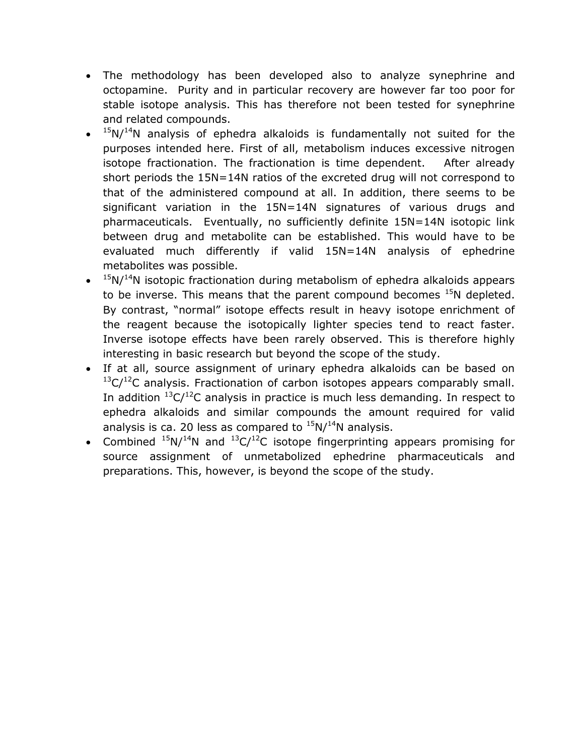- The methodology has been developed also to analyze synephrine and octopamine. Purity and in particular recovery are however far too poor for stable isotope analysis. This has therefore not been tested for synephrine and related compounds.
- $^{15}N/^{14}N$ analysis of ephedra alkaloids is fundamentally not suited for the purposes intended here. First of all, metabolism induces excessive nitrogen isotope fractionation. The fractionation is time dependent. After already short periods the 15N=14N ratios of the excreted drug will not correspond to that of the administered compound at all. In addition, there seems to be significant variation in the 15N=14N signatures of various drugs and pharmaceuticals. Eventually, no sufficiently definite 15N=14N isotopic link between drug and metabolite can be established. This would have to be evaluated much differently if valid 15N=14N analysis of ephedrine metabolites was possible.
- $^{15}N/^{14}N$ isotopic fractionation during metabolism of ephedra alkaloids appears to be inverse. This means that the parent compound becomes $^{15}N$ depleted. By contrast, "normal" isotope effects result in heavy isotope enrichment of the reagent because the isotopically lighter species tend to react faster. Inverse isotope effects have been rarely observed. This is therefore highly interesting in basic research but beyond the scope of the study.
- If at all, source assignment of urinary ephedra alkaloids can be based on $^{13}C/^{12}C$ analysis. Fractionation of carbon isotopes appears comparably small. In addition $^{13}C/^{12}C$ analysis in practice is much less demanding. In respect to ephedra alkaloids and similar compounds the amount required for valid analysis is ca. 20 less as compared to $^{15}N/^{14}N$ analysis.
- Combined $^{15}N/^{14}N$ and $^{13}C/^{12}C$ isotope fingerprinting appears promising for source assignment of unmetabolized ephedrine pharmaceuticals and preparations. This, however, is beyond the scope of the study.